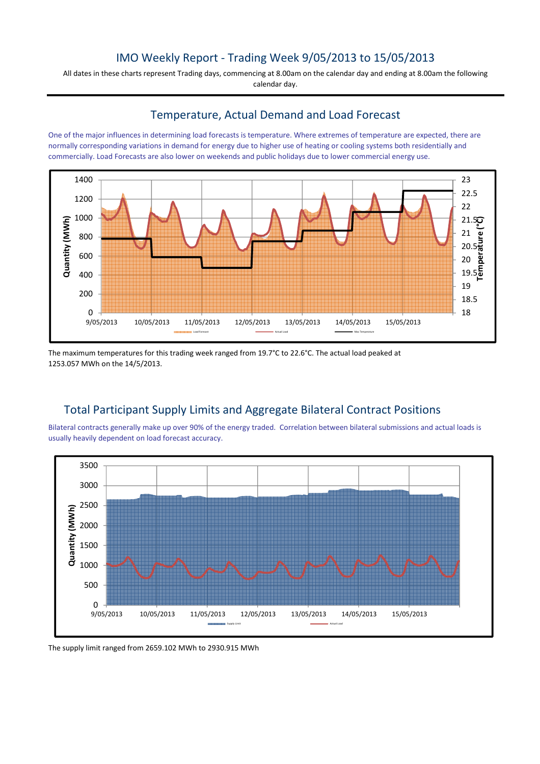# IMO Weekly Report - Trading Week 9/05/2013 to 15/05/2013

All dates in these charts represent Trading days, commencing at 8.00am on the calendar day and ending at 8.00am the following calendar day.

## Temperature, Actual Demand and Load Forecast

One of the major influences in determining load forecasts is temperature. Where extremes of temperature are expected, there are normally corresponding variations in demand for energy due to higher use of heating or cooling systems both residentially and commercially. Load Forecasts are also lower on weekends and public holidays due to lower commercial energy use.

Quantity (MWh)
1400
1200
1000
800
600
400
200
0
9/05/2013
10/05/2013
11/05/2013
12/05/2013
13/05/2013
14/05/2013
15/05/2013
Temperature (°C)
23
22.5
22
21.5
21
20.5
20
19.5
19
18.5
18
Load Forecast
Actual Load
Max Temperature

The maximum temperatures for this trading week ranged from 19.7°C to 22.6°C. The actual load peaked at 1253.057 MWh on the 14/5/2013.

## Total Participant Supply Limits and Aggregate Bilateral Contract Positions

Bilateral contracts generally make up over 90% of the energy traded. Correlation between bilateral submissions and actual loads is usually heavily dependent on load forecast accuracy.

Quantity (MWh)
3500
3000
2500
2000
1500
1000
500
0
9/05/2013
10/05/2013
11/05/2013
12/05/2013
13/05/2013
14/05/2013
15/05/2013
Supply Limit
Actual Load

The supply limit ranged from 2659.102 MWh to 2930.915 MWh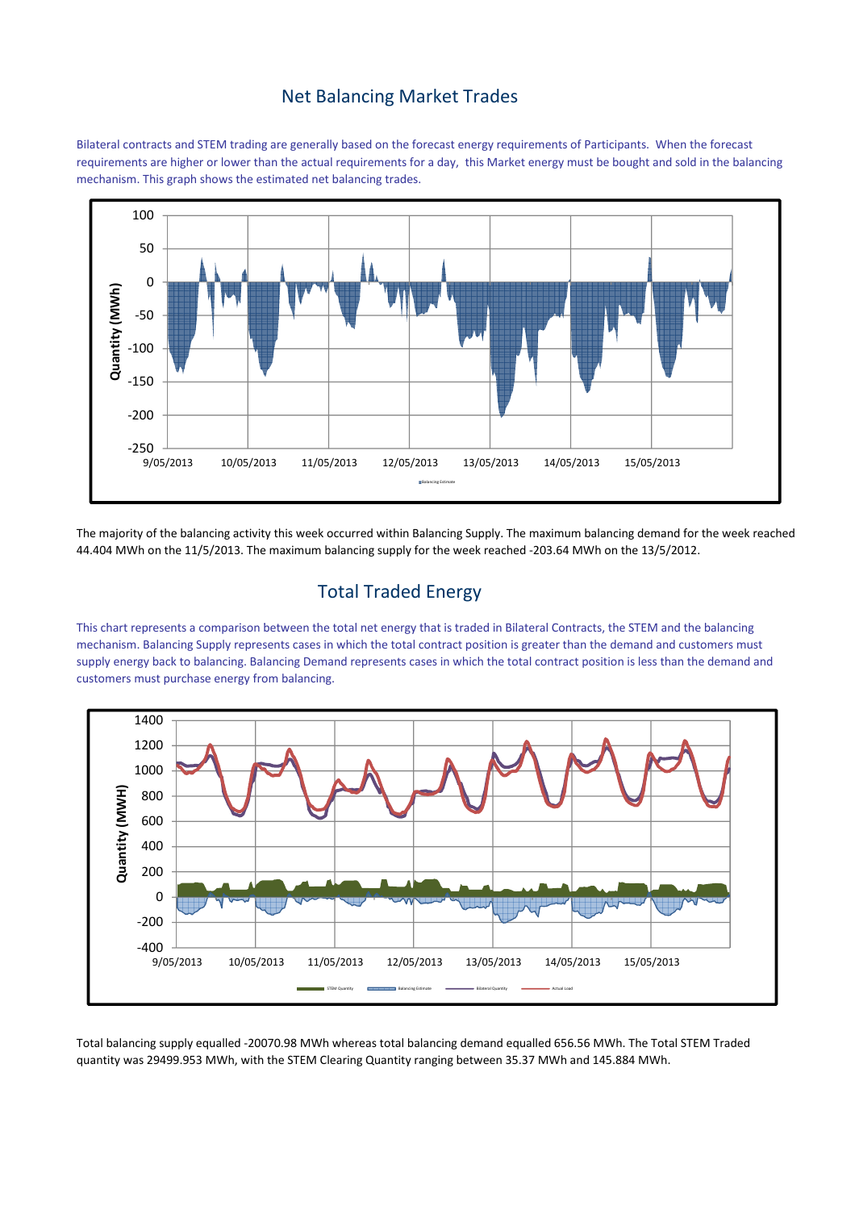## Net Balancing Market Trades

Bilateral contracts and STEM trading are generally based on the forecast energy requirements of Participants. When the forecast requirements are higher or lower than the actual requirements for a day, this Market energy must be bought and sold in the balancing mechanism. This graph shows the estimated net balancing trades.

Quantity (MWh)

100
50
0
-50
-100
-150
-200
-250

9/05/2013
10/05/2013
11/05/2013
12/05/2013
13/05/2013
14/05/2013
15/05/2013

Balancing Estimate

The majority of the balancing activity this week occurred within Balancing Supply. The maximum balancing demand for the week reached 44.404 MWh on the 11/5/2013. The maximum balancing supply for the week reached -203.64 MWh on the 13/5/2012.

## Total Traded Energy

This chart represents a comparison between the total net energy that is traded in Bilateral Contracts, the STEM and the balancing mechanism. Balancing Supply represents cases in which the total contract position is greater than the demand and customers must supply energy back to balancing. Balancing Demand represents cases in which the total contract position is less than the demand and customers must purchase energy from balancing.

Quantity (MWh)

1400
1200
1000
800
600
400
200
0
-200
-400

9/05/2013
10/05/2013
11/05/2013
12/05/2013
13/05/2013
14/05/2013
15/05/2013

STEM Quantity
Balancing Estimate
Bilateral Quantity
Actual Load

Total balancing supply equalled -20070.98 MWh whereas total balancing demand equalled 656.56 MWh. The Total STEM Traded quantity was 29499.953 MWh, with the STEM Clearing Quantity ranging between 35.37 MWh and 145.884 MWh.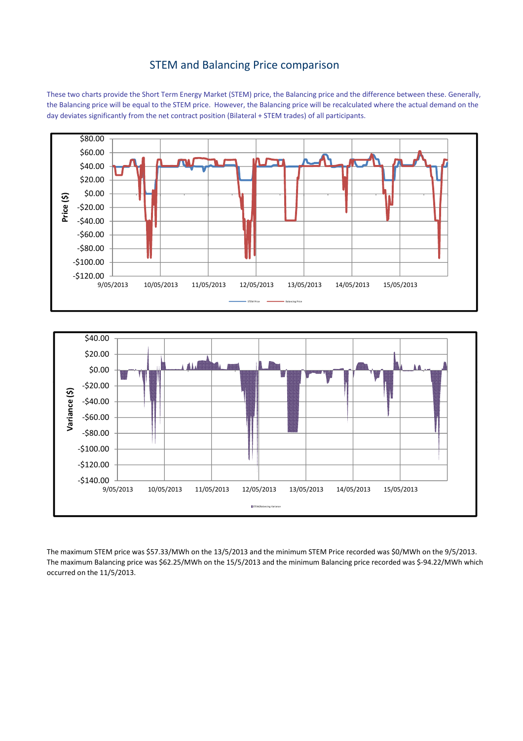# STEM and Balancing Price comparison

These two charts provide the Short Term Energy Market (STEM) price, the Balancing price and the difference between these. Generally, the Balancing price will be equal to the STEM price. However, the Balancing price will be recalculated where the actual demand on the day deviates significantly from the net contract position (Bilateral + STEM trades) of all participants.

Price ($)

$80.00
$60.00
$40.00
$20.00
$0.00
-$20.00
-$40.00
-$60.00
-$80.00
-$100.00
-$120.00

9/05/2013 10/05/2013 11/05/2013 12/05/2013 13/05/2013 14/05/2013 15/05/2013

STEM Price
Balancing Price

Variance ($)

$40.00
$20.00
$0.00
-$20.00
-$40.00
-$60.00
-$80.00
-$100.00
-$120.00
-$140.00

9/05/2013 10/05/2013 11/05/2013 12/05/2013 13/05/2013 14/05/2013 15/05/2013

STEM/Balancing Variance

The maximum STEM price was $57.33/MWh on the 13/5/2013 and the minimum STEM Price recorded was $0/MWh on the 9/5/2013. The maximum Balancing price was $62.25/MWh on the 15/5/2013 and the minimum Balancing price recorded was $-94.22/MWh which occurred on the 11/5/2013.